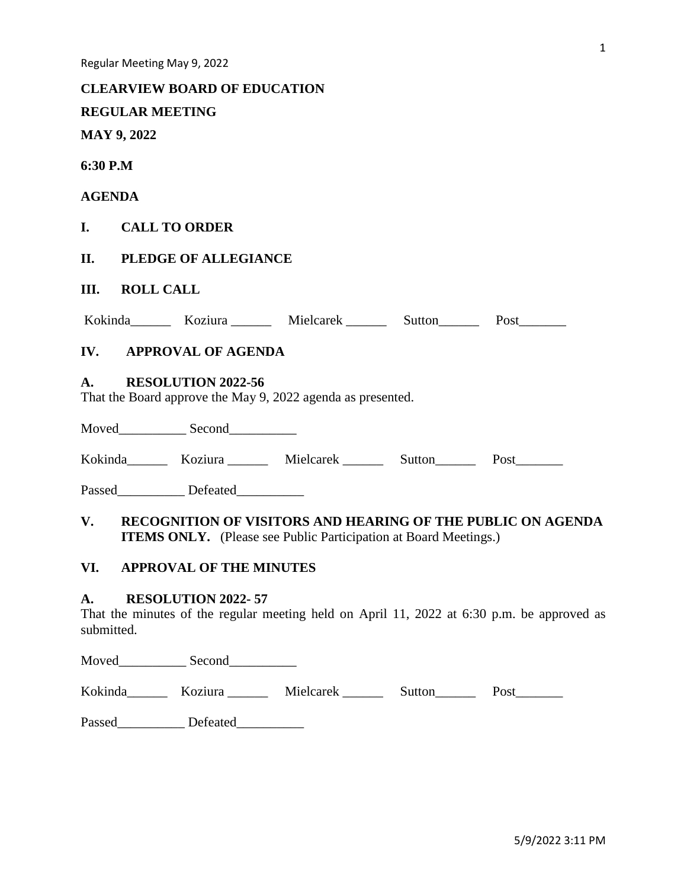**CLEARVIEW BOARD OF EDUCATION**

**REGULAR MEETING**

**MAY 9, 2022**

**6:30 P.M**

**AGENDA**

## I. CALL TO ORDER

## II. PLEDGE OF ALLEGIANCE

## III. ROLL CALL

Kokinda______ Koziura ______ Mielcarek ______ Sutton______ Post_______

## IV. APPROVAL OF AGENDA

### A. RESOLUTION 2022-56

That the Board approve the May 9, 2022 agenda as presented.

Moved__________ Second__________

Kokinda______ Koziura ______ Mielcarek ______ Sutton______ Post_______

Passed__________ Defeated__________

## V. RECOGNITION OF VISITORS AND HEARING OF THE PUBLIC ON AGENDA ITEMS ONLY. (Please see Public Participation at Board Meetings.)

## VI. APPROVAL OF THE MINUTES

### A. RESOLUTION 2022- 57

That the minutes of the regular meeting held on April 11, 2022 at 6:30 p.m. be approved as submitted.

Moved__________ Second__________

Kokinda______ Koziura ______ Mielcarek ______ Sutton______ Post_______

Passed__________ Defeated__________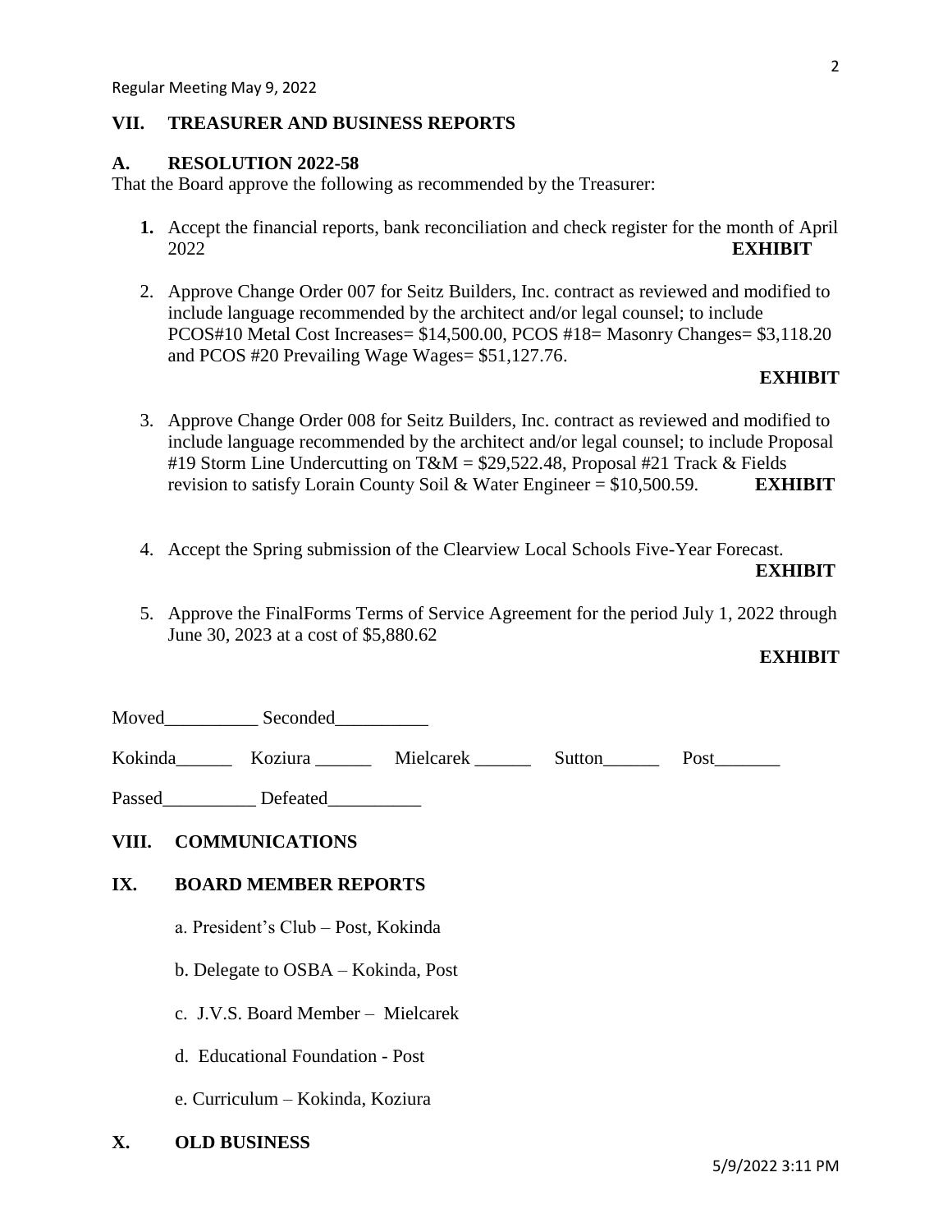## VII. TREASURER AND BUSINESS REPORTS

### A. RESOLUTION 2022-58

That the Board approve the following as recommended by the Treasurer:

1. Accept the financial reports, bank reconciliation and check register for the month of April 2022 **EXHIBIT**

2. Approve Change Order 007 for Seitz Builders, Inc. contract as reviewed and modified to include language recommended by the architect and/or legal counsel; to include PCOS#10 Metal Cost Increases= $14,500.00, PCOS #18= Masonry Changes= $3,118.20 and PCOS #20 Prevailing Wage Wages= $51,127.76. **EXHIBIT**

3. Approve Change Order 008 for Seitz Builders, Inc. contract as reviewed and modified to include language recommended by the architect and/or legal counsel; to include Proposal #19 Storm Line Undercutting on T&M = $29,522.48, Proposal #21 Track & Fields revision to satisfy Lorain County Soil & Water Engineer = $10,500.59. **EXHIBIT**

4. Accept the Spring submission of the Clearview Local Schools Five-Year Forecast. **EXHIBIT**

5. Approve the FinalForms Terms of Service Agreement for the period July 1, 2022 through June 30, 2023 at a cost of $5,880.62 **EXHIBIT**

Moved__________ Seconded__________

Kokinda______ Koziura ______ Mielcarek ______ Sutton______ Post_______

Passed__________ Defeated__________

## VIII. COMMUNICATIONS

## IX. BOARD MEMBER REPORTS

a. President's Club – Post, Kokinda

b. Delegate to OSBA – Kokinda, Post

c. J.V.S. Board Member – Mielcarek

d. Educational Foundation - Post

e. Curriculum – Kokinda, Koziura

## X. OLD BUSINESS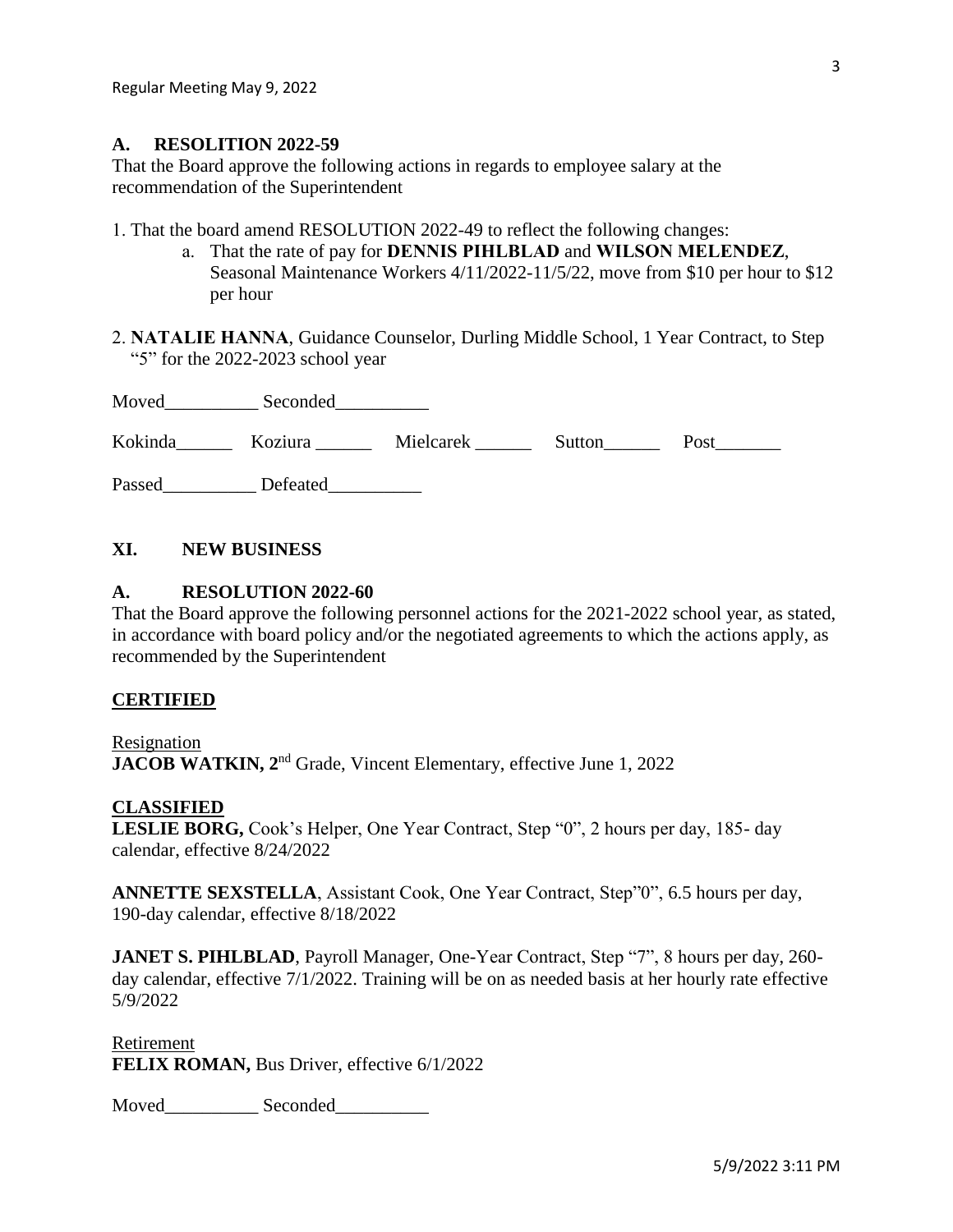## A. RESOLITION 2022-59

That the Board approve the following actions in regards to employee salary at the recommendation of the Superintendent

1. That the board amend RESOLUTION 2022-49 to reflect the following changes:
    a. That the rate of pay for **DENNIS PIHLBLAD** and **WILSON MELENDEZ**, Seasonal Maintenance Workers 4/11/2022-11/5/22, move from $10 per hour to $12 per hour

2. **NATALIE HANNA**, Guidance Counselor, Durling Middle School, 1 Year Contract, to Step "5" for the 2022-2023 school year

Moved__________ Seconded__________

Kokinda______ Koziura ______ Mielcarek ______ Sutton______ Post_______

Passed__________ Defeated__________

## XI. NEW BUSINESS

## A. RESOLUTION 2022-60

That the Board approve the following personnel actions for the 2021-2022 school year, as stated, in accordance with board policy and/or the negotiated agreements to which the actions apply, as recommended by the Superintendent

### CERTIFIED

Resignation

**JACOB WATKIN, 2**nd Grade, Vincent Elementary, effective June 1, 2022

### CLASSIFIED

**LESLIE BORG,** Cook's Helper, One Year Contract, Step "0", 2 hours per day, 185- day calendar, effective 8/24/2022

**ANNETTE SEXSTELLA**, Assistant Cook, One Year Contract, Step"0", 6.5 hours per day, 190-day calendar, effective 8/18/2022

**JANET S. PIHLBLAD**, Payroll Manager, One-Year Contract, Step "7", 8 hours per day, 260-day calendar, effective 7/1/2022. Training will be on as needed basis at her hourly rate effective 5/9/2022

Retirement

**FELIX ROMAN,** Bus Driver, effective 6/1/2022

Moved__________ Seconded__________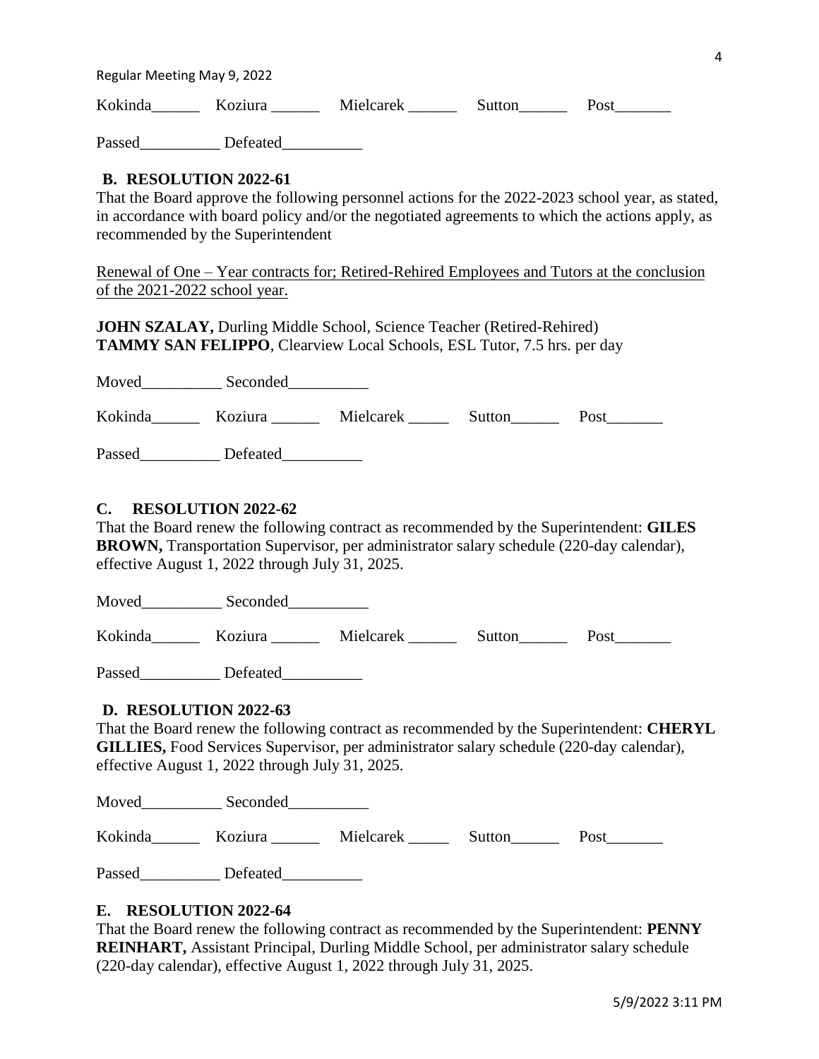Kokinda______ Koziura ______ Mielcarek ______ Sutton______ Post_______

Passed__________ Defeated__________

**B. RESOLUTION 2022-61**

That the Board approve the following personnel actions for the 2022-2023 school year, as stated, in accordance with board policy and/or the negotiated agreements to which the actions apply, as recommended by the Superintendent

<u>Renewal of One – Year contracts for; Retired-Rehired Employees and Tutors at the conclusion of the 2021-2022 school year.</u>

**JOHN SZALAY,** Durling Middle School, Science Teacher (Retired-Rehired)
**TAMMY SAN FELIPPO**, Clearview Local Schools, ESL Tutor, 7.5 hrs. per day

Moved__________ Seconded__________

Kokinda______ Koziura ______ Mielcarek _____ Sutton______ Post_______

Passed__________ Defeated__________

**C. RESOLUTION 2022-62**

That the Board renew the following contract as recommended by the Superintendent: **GILES BROWN,** Transportation Supervisor, per administrator salary schedule (220-day calendar), effective August 1, 2022 through July 31, 2025.

Moved__________ Seconded__________

Kokinda______ Koziura ______ Mielcarek ______ Sutton______ Post_______

Passed__________ Defeated__________

**D. RESOLUTION 2022-63**

That the Board renew the following contract as recommended by the Superintendent: **CHERYL GILLIES,** Food Services Supervisor, per administrator salary schedule (220-day calendar), effective August 1, 2022 through July 31, 2025.

Moved__________ Seconded__________

Kokinda______ Koziura ______ Mielcarek _____ Sutton______ Post_______

Passed__________ Defeated__________

**E. RESOLUTION 2022-64**

That the Board renew the following contract as recommended by the Superintendent: **PENNY REINHART,** Assistant Principal, Durling Middle School, per administrator salary schedule (220-day calendar), effective August 1, 2022 through July 31, 2025.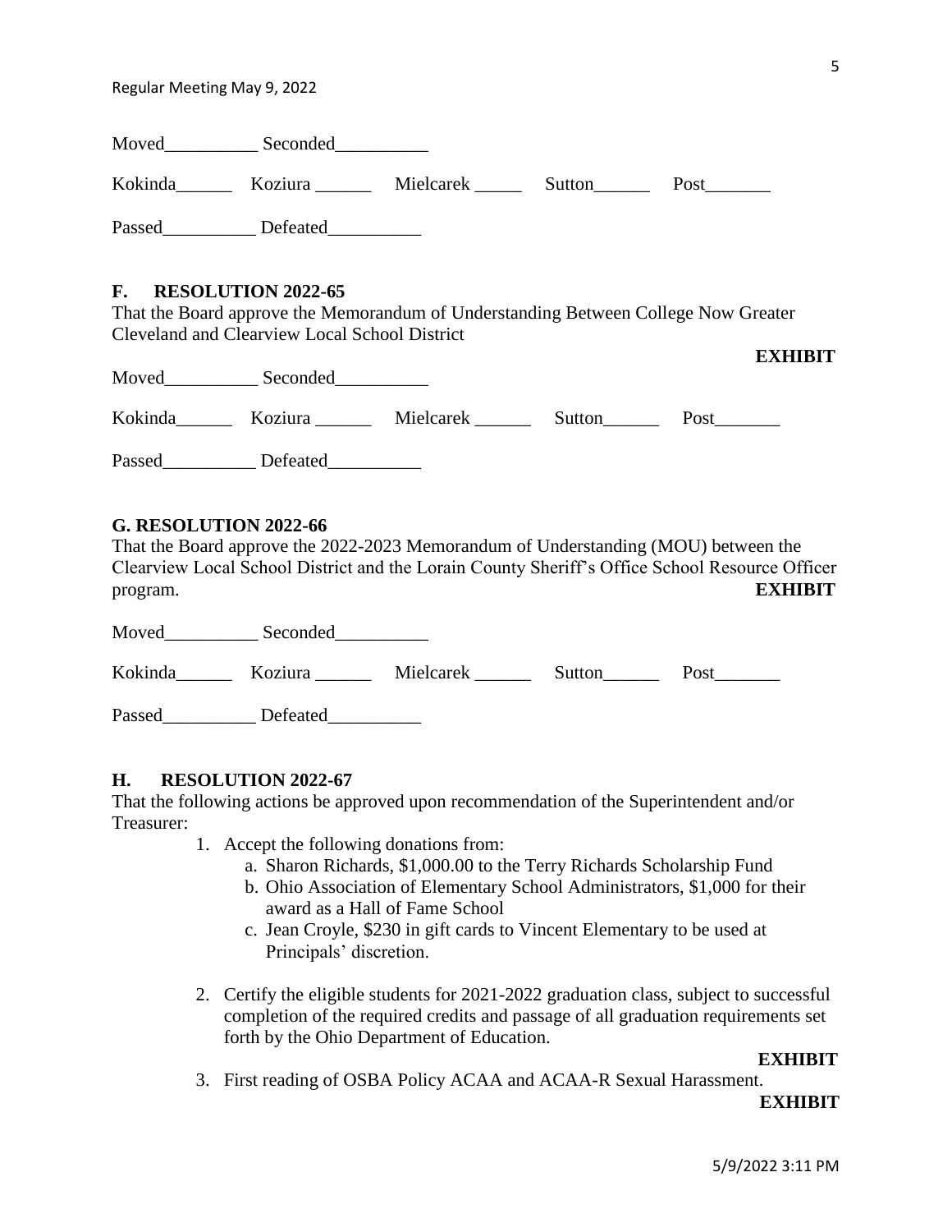Moved__________ Seconded__________

Kokinda______ Koziura ______ Mielcarek _____ Sutton______ Post_______

Passed__________ Defeated__________

**F. RESOLUTION 2022-65**

That the Board approve the Memorandum of Understanding Between College Now Greater Cleveland and Clearview Local School District

**EXHIBIT**

Moved__________ Seconded__________

Kokinda______ Koziura ______ Mielcarek ______ Sutton______ Post_______

Passed__________ Defeated__________

**G. RESOLUTION 2022-66**

That the Board approve the 2022-2023 Memorandum of Understanding (MOU) between the Clearview Local School District and the Lorain County Sheriff's Office School Resource Officer program. **EXHIBIT**

Moved__________ Seconded__________

Kokinda______ Koziura ______ Mielcarek ______ Sutton______ Post_______

Passed__________ Defeated__________

**H. RESOLUTION 2022-67**

That the following actions be approved upon recommendation of the Superintendent and/or Treasurer:

1. Accept the following donations from:
   a. Sharon Richards, $1,000.00 to the Terry Richards Scholarship Fund
   b. Ohio Association of Elementary School Administrators, $1,000 for their award as a Hall of Fame School
   c. Jean Croyle, $230 in gift cards to Vincent Elementary to be used at Principals' discretion.

2. Certify the eligible students for 2021-2022 graduation class, subject to successful completion of the required credits and passage of all graduation requirements set forth by the Ohio Department of Education.

   **EXHIBIT**

3. First reading of OSBA Policy ACAA and ACAA-R Sexual Harassment.

   **EXHIBIT**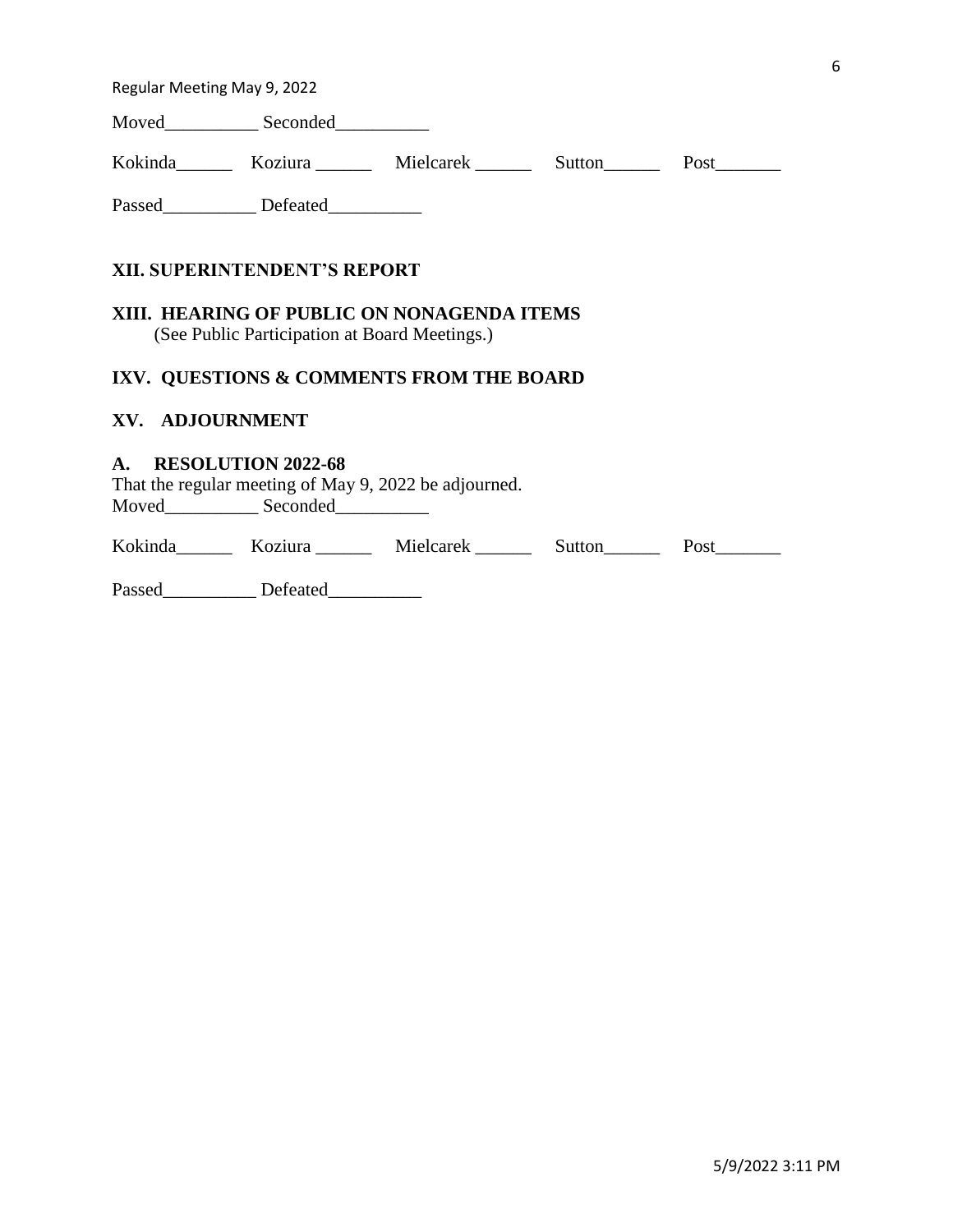Moved__________ Seconded__________

Kokinda______ Koziura ______ Mielcarek ______ Sutton______ Post_______

Passed__________ Defeated__________

## XII. SUPERINTENDENT'S REPORT

## XIII. HEARING OF PUBLIC ON NONAGENDA ITEMS

(See Public Participation at Board Meetings.)

## IXV. QUESTIONS & COMMENTS FROM THE BOARD

## XV. ADJOURNMENT

### A. RESOLUTION 2022-68

That the regular meeting of May 9, 2022 be adjourned.

Moved__________ Seconded__________

Kokinda______ Koziura ______ Mielcarek ______ Sutton______ Post_______

Passed__________ Defeated__________